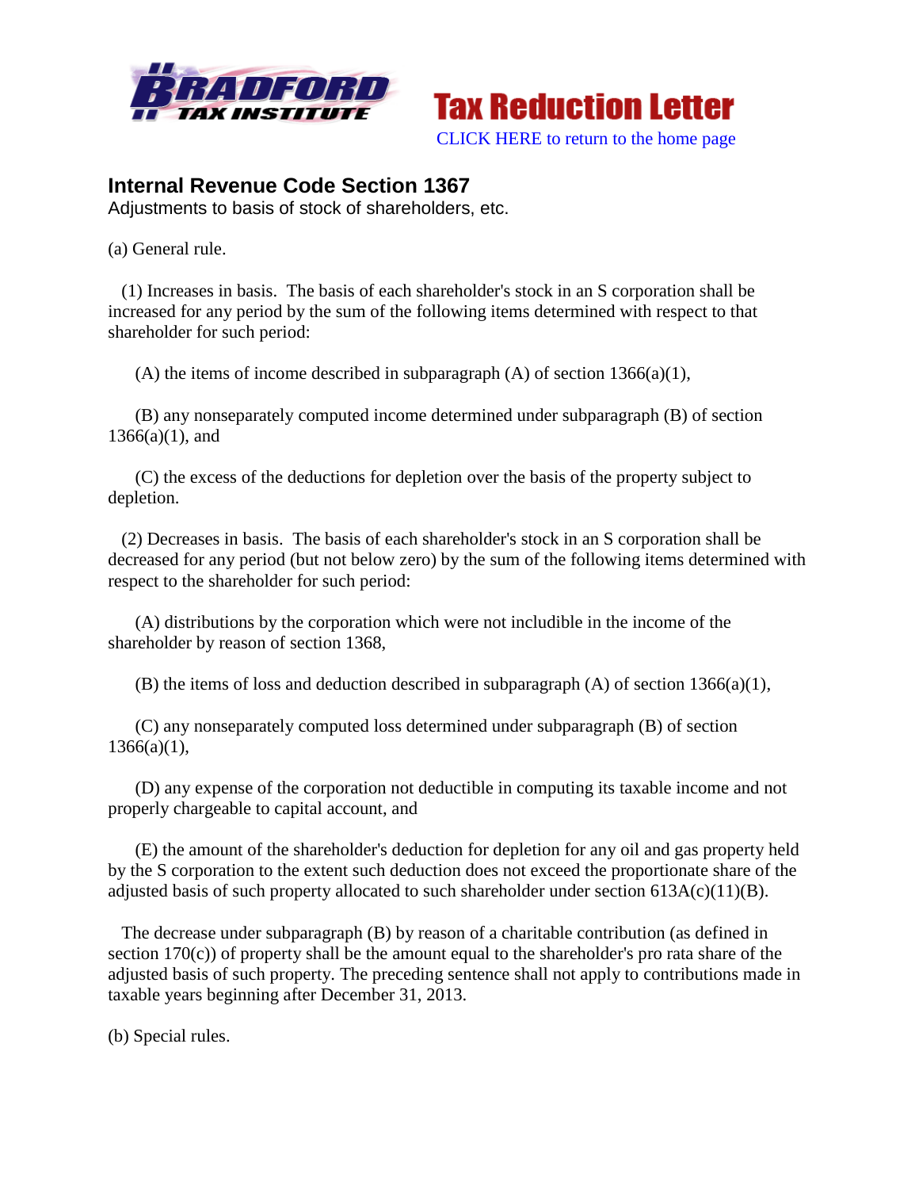**Tax Reduction Letter**

CLICK HERE to return to the home page

## Internal Revenue Code Section 1367

Adjustments to basis of stock of shareholders, etc.

(a) General rule.

(1) Increases in basis. The basis of each shareholder's stock in an S corporation shall be increased for any period by the sum of the following items determined with respect to that shareholder for such period:

(A) the items of income described in subparagraph (A) of section 1366(a)(1),

(B) any nonseparately computed income determined under subparagraph (B) of section 1366(a)(1), and

(C) the excess of the deductions for depletion over the basis of the property subject to depletion.

(2) Decreases in basis. The basis of each shareholder's stock in an S corporation shall be decreased for any period (but not below zero) by the sum of the following items determined with respect to the shareholder for such period:

(A) distributions by the corporation which were not includible in the income of the shareholder by reason of section 1368,

(B) the items of loss and deduction described in subparagraph (A) of section 1366(a)(1),

(C) any nonseparately computed loss determined under subparagraph (B) of section 1366(a)(1),

(D) any expense of the corporation not deductible in computing its taxable income and not properly chargeable to capital account, and

(E) the amount of the shareholder's deduction for depletion for any oil and gas property held by the S corporation to the extent such deduction does not exceed the proportionate share of the adjusted basis of such property allocated to such shareholder under section 613A(c)(11)(B).

The decrease under subparagraph (B) by reason of a charitable contribution (as defined in section 170(c)) of property shall be the amount equal to the shareholder's pro rata share of the adjusted basis of such property. The preceding sentence shall not apply to contributions made in taxable years beginning after December 31, 2013.

(b) Special rules.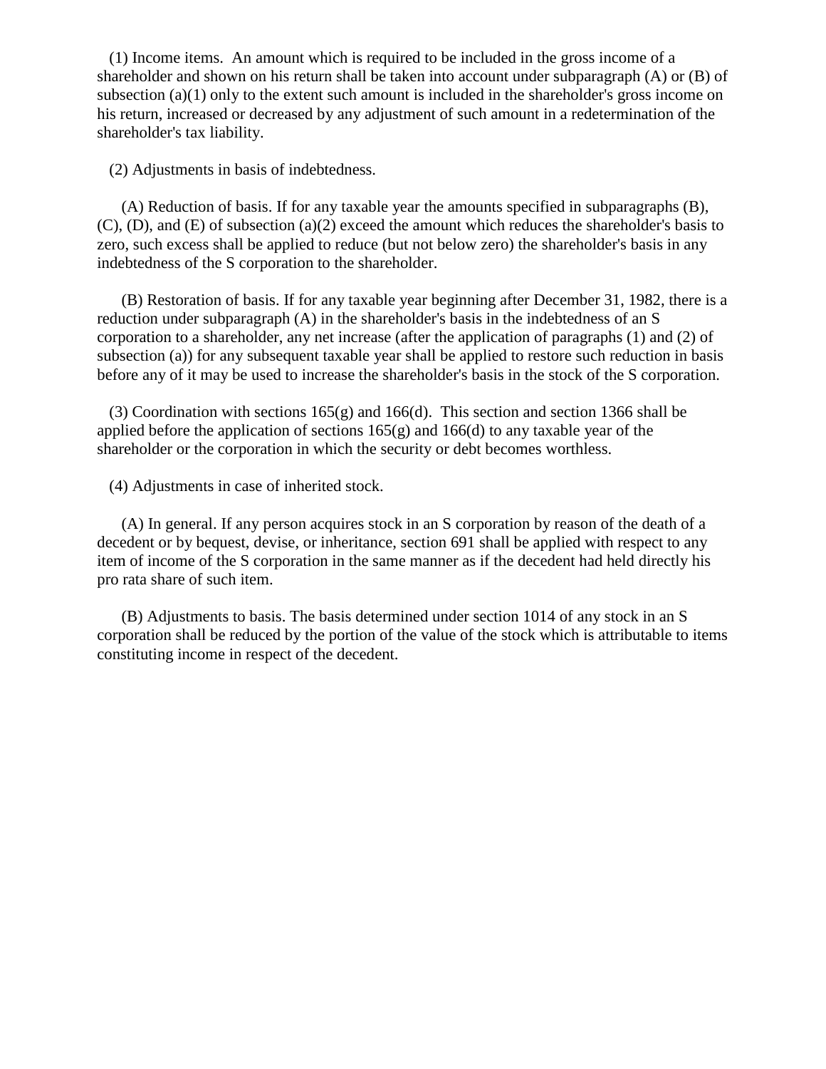(1) Income items. An amount which is required to be included in the gross income of a shareholder and shown on his return shall be taken into account under subparagraph (A) or (B) of subsection (a)(1) only to the extent such amount is included in the shareholder's gross income on his return, increased or decreased by any adjustment of such amount in a redetermination of the shareholder's tax liability.

(2) Adjustments in basis of indebtedness.

(A) Reduction of basis. If for any taxable year the amounts specified in subparagraphs (B), (C), (D), and (E) of subsection (a)(2) exceed the amount which reduces the shareholder's basis to zero, such excess shall be applied to reduce (but not below zero) the shareholder's basis in any indebtedness of the S corporation to the shareholder.

(B) Restoration of basis. If for any taxable year beginning after December 31, 1982, there is a reduction under subparagraph (A) in the shareholder's basis in the indebtedness of an S corporation to a shareholder, any net increase (after the application of paragraphs (1) and (2) of subsection (a)) for any subsequent taxable year shall be applied to restore such reduction in basis before any of it may be used to increase the shareholder's basis in the stock of the S corporation.

(3) Coordination with sections 165(g) and 166(d). This section and section 1366 shall be applied before the application of sections 165(g) and 166(d) to any taxable year of the shareholder or the corporation in which the security or debt becomes worthless.

(4) Adjustments in case of inherited stock.

(A) In general. If any person acquires stock in an S corporation by reason of the death of a decedent or by bequest, devise, or inheritance, section 691 shall be applied with respect to any item of income of the S corporation in the same manner as if the decedent had held directly his pro rata share of such item.

(B) Adjustments to basis. The basis determined under section 1014 of any stock in an S corporation shall be reduced by the portion of the value of the stock which is attributable to items constituting income in respect of the decedent.